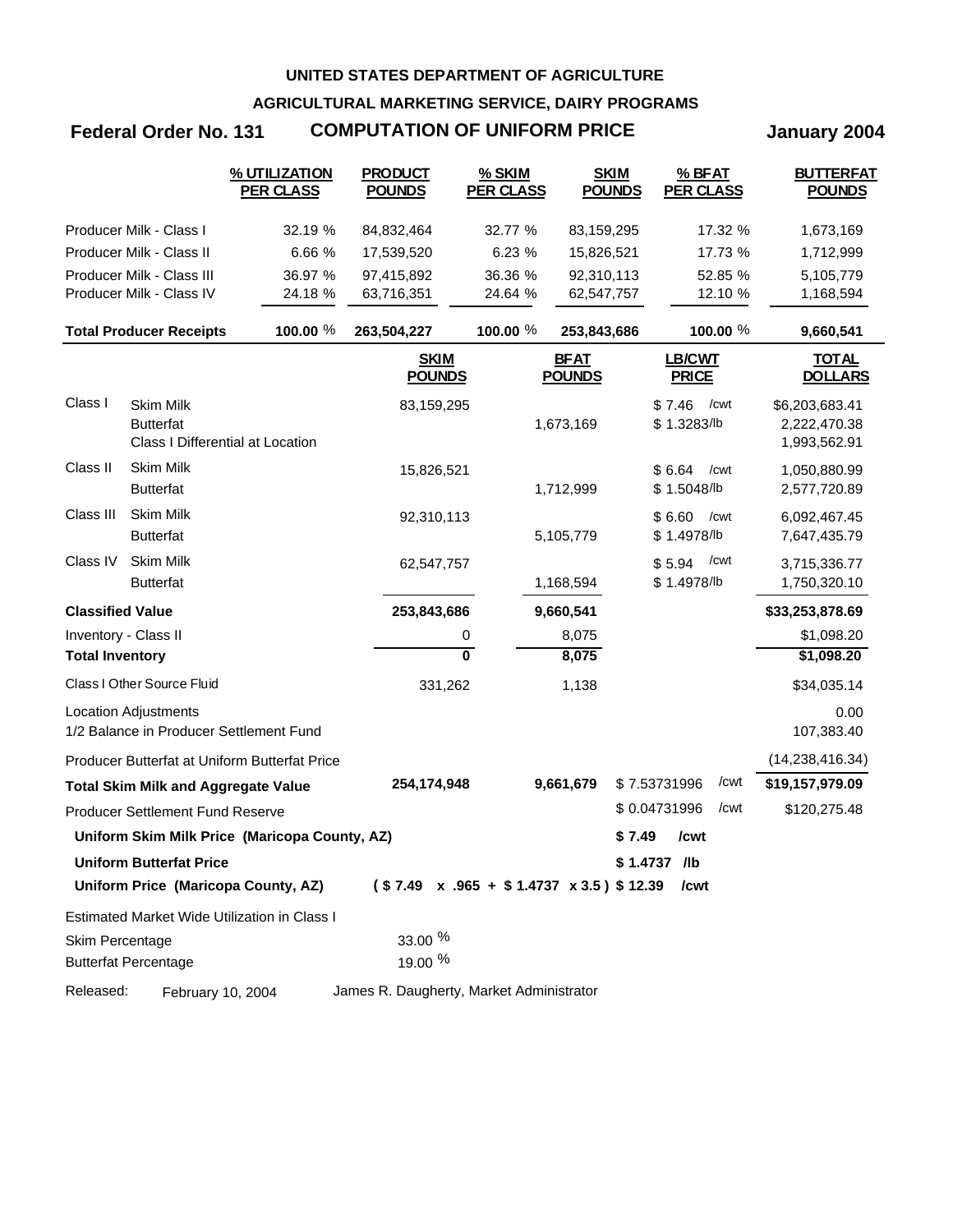**UNITED STATES DEPARTMENT OF AGRICULTURE**

**AGRICULTURAL MARKETING SERVICE, DAIRY PROGRAMS**

**Federal Order No. 131 — COMPUTATION OF UNIFORM PRICE — January 2004**

| | % UTILIZATION PER CLASS | PRODUCT POUNDS | % SKIM PER CLASS | SKIM POUNDS | % BFAT PER CLASS | BUTTERFAT POUNDS |
|---|---|---|---|---|---|---|
| Producer Milk - Class I | 32.19 % | 84,832,464 | 32.77 % | 83,159,295 | 17.32 % | 1,673,169 |
| Producer Milk - Class II | 6.66 % | 17,539,520 | 6.23 % | 15,826,521 | 17.73 % | 1,712,999 |
| Producer Milk - Class III | 36.97 % | 97,415,892 | 36.36 % | 92,310,113 | 52.85 % | 5,105,779 |
| Producer Milk - Class IV | 24.18 % | 63,716,351 | 24.64 % | 62,547,757 | 12.10 % | 1,168,594 |
| **Total Producer Receipts** | **100.00 %** | **263,504,227** | **100.00 %** | **253,843,686** | **100.00 %** | **9,660,541** |

| | | SKIM POUNDS | BFAT POUNDS | LB/CWT PRICE | TOTAL DOLLARS |
|---|---|---|---|---|---|
| Class I | Skim Milk | 83,159,295 | | $ 7.46 /cwt | $6,203,683.41 |
| | Butterfat | | 1,673,169 | $ 1.3283/lb | 2,222,470.38 |
| | Class I Differential at Location | | | | 1,993,562.91 |
| Class II | Skim Milk | 15,826,521 | | $ 6.64 /cwt | 1,050,880.99 |
| | Butterfat | | 1,712,999 | $ 1.5048/lb | 2,577,720.89 |
| Class III | Skim Milk | 92,310,113 | | $ 6.60 /cwt | 6,092,467.45 |
| | Butterfat | | 5,105,779 | $ 1.4978/lb | 7,647,435.79 |
| Class IV | Skim Milk | 62,547,757 | | $ 5.94 /cwt | 3,715,336.77 |
| | Butterfat | | 1,168,594 | $ 1.4978/lb | 1,750,320.10 |
| **Classified Value** | | **253,843,686** | **9,660,541** | | **$33,253,878.69** |
| Inventory - Class II | | 0 | 8,075 | | $1,098.20 |
| **Total Inventory** | | **0** | **8,075** | | **$1,098.20** |
| Class I Other Source Fluid | | 331,262 | 1,138 | | $34,035.14 |
| Location Adjustments | | | | | 0.00 |
| 1/2 Balance in Producer Settlement Fund | | | | | 107,383.40 |
| Producer Butterfat at Uniform Butterfat Price | | | | | (14,238,416.34) |
| **Total Skim Milk and Aggregate Value** | | **254,174,948** | **9,661,679** | $ 7.53731996 /cwt | **$19,157,979.09** |
| Producer Settlement Fund Reserve | | | | $ 0.04731996 /cwt | $120,275.48 |
| **Uniform Skim Milk Price (Maricopa County, AZ)** | | | | **$ 7.49 /cwt** | |
| **Uniform Butterfat Price** | | | | **$ 1.4737 /lb** | |
| **Uniform Price (Maricopa County, AZ)** | | **( $ 7.49 x .965 + $ 1.4737 x 3.5 )** | | **$ 12.39 /cwt** | |

Estimated Market Wide Utilization in Class I

| | |
|---|---|
| Skim Percentage | 33.00 % |
| Butterfat Percentage | 19.00 % |

Released: February 10, 2004 — James R. Daugherty, Market Administrator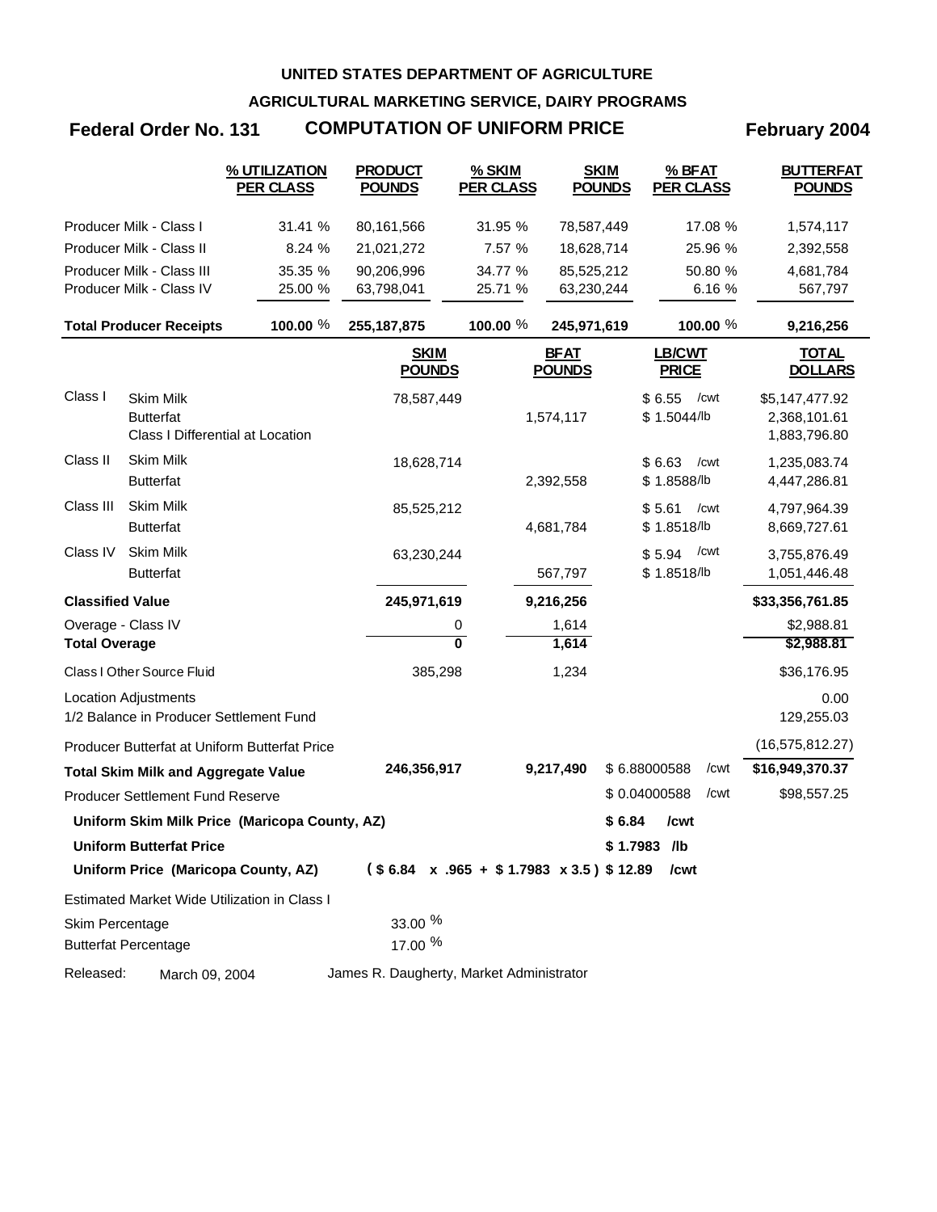UNITED STATES DEPARTMENT OF AGRICULTURE

AGRICULTURAL MARKETING SERVICE, DAIRY PROGRAMS

**Federal Order No. 131** **COMPUTATION OF UNIFORM PRICE** **February 2004**

| | % UTILIZATION PER CLASS | PRODUCT POUNDS | % SKIM PER CLASS | SKIM POUNDS | % BFAT PER CLASS | BUTTERFAT POUNDS |
|---|---|---|---|---|---|---|
| Producer Milk - Class I | 31.41 % | 80,161,566 | 31.95 % | 78,587,449 | 17.08 % | 1,574,117 |
| Producer Milk - Class II | 8.24 % | 21,021,272 | 7.57 % | 18,628,714 | 25.96 % | 2,392,558 |
| Producer Milk - Class III | 35.35 % | 90,206,996 | 34.77 % | 85,525,212 | 50.80 % | 4,681,784 |
| Producer Milk - Class IV | 25.00 % | 63,798,041 | 25.71 % | 63,230,244 | 6.16 % | 567,797 |
| **Total Producer Receipts** | **100.00 %** | **255,187,875** | **100.00 %** | **245,971,619** | **100.00 %** | **9,216,256** |

| | | SKIM POUNDS | BFAT POUNDS | LB/CWT PRICE | TOTAL DOLLARS |
|---|---|---|---|---|---|
| Class I | Skim Milk | 78,587,449 | | $ 6.55 /cwt | $5,147,477.92 |
| | Butterfat | | 1,574,117 | $ 1.5044/lb | 2,368,101.61 |
| | Class I Differential at Location | | | | 1,883,796.80 |
| Class II | Skim Milk | 18,628,714 | | $ 6.63 /cwt | 1,235,083.74 |
| | Butterfat | | 2,392,558 | $ 1.8588/lb | 4,447,286.81 |
| Class III | Skim Milk | 85,525,212 | | $ 5.61 /cwt | 4,797,964.39 |
| | Butterfat | | 4,681,784 | $ 1.8518/lb | 8,669,727.61 |
| Class IV | Skim Milk | 63,230,244 | | $ 5.94 /cwt | 3,755,876.49 |
| | Butterfat | | 567,797 | $ 1.8518/lb | 1,051,446.48 |
| **Classified Value** | | **245,971,619** | **9,216,256** | | **$33,356,761.85** |
| Overage - Class IV | | 0 | 1,614 | | $2,988.81 |
| **Total Overage** | | **0** | **1,614** | | **$2,988.81** |
| Class I Other Source Fluid | | 385,298 | 1,234 | | $36,176.95 |
| Location Adjustments | | | | | 0.00 |
| 1/2 Balance in Producer Settlement Fund | | | | | 129,255.03 |
| Producer Butterfat at Uniform Butterfat Price | | | | | (16,575,812.27) |
| **Total Skim Milk and Aggregate Value** | | **246,356,917** | **9,217,490** | $ 6.88000588 /cwt | **$16,949,370.37** |
| Producer Settlement Fund Reserve | | | | $ 0.04000588 /cwt | $98,557.25 |

**Uniform Skim Milk Price (Maricopa County, AZ)** **$ 6.84 /cwt**

**Uniform Butterfat Price** **$ 1.7983 /lb**

**Uniform Price (Maricopa County, AZ)** **( $ 6.84 x .965 + $ 1.7983 x 3.5 ) $ 12.89 /cwt**

Estimated Market Wide Utilization in Class I

Skim Percentage 33.00 %

Butterfat Percentage 17.00 %

Released: March 09, 2004 James R. Daugherty, Market Administrator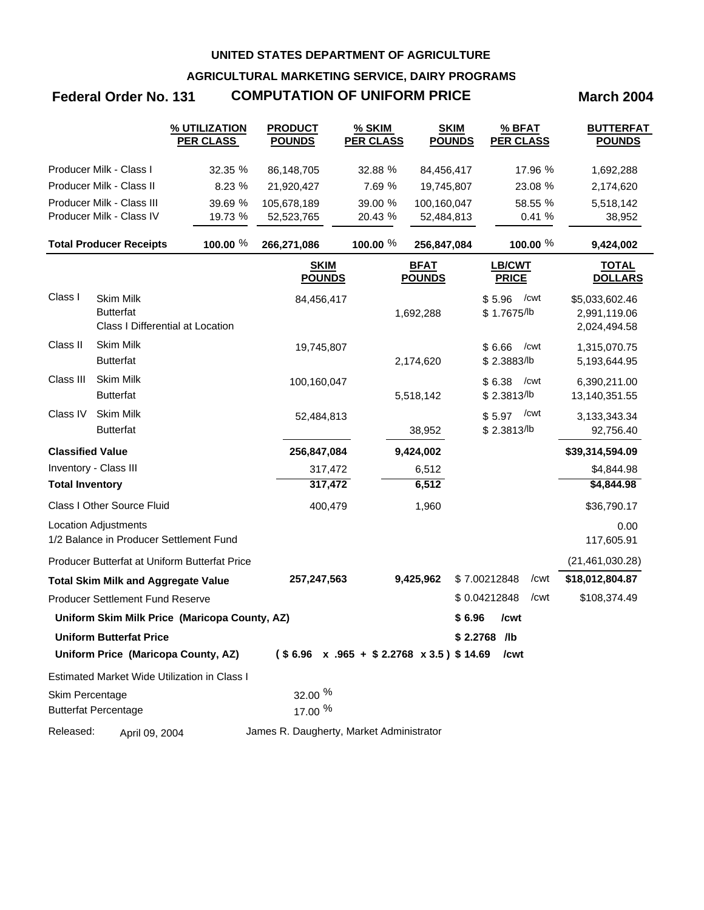**UNITED STATES DEPARTMENT OF AGRICULTURE**

**AGRICULTURAL MARKETING SERVICE, DAIRY PROGRAMS**

## Federal Order No. 131 — COMPUTATION OF UNIFORM PRICE — March 2004

| | % UTILIZATION PER CLASS | PRODUCT POUNDS | % SKIM PER CLASS | SKIM POUNDS | % BFAT PER CLASS | BUTTERFAT POUNDS |
|---|---|---|---|---|---|---|
| Producer Milk - Class I | 32.35 % | 86,148,705 | 32.88 % | 84,456,417 | 17.96 % | 1,692,288 |
| Producer Milk - Class II | 8.23 % | 21,920,427 | 7.69 % | 19,745,807 | 23.08 % | 2,174,620 |
| Producer Milk - Class III | 39.69 % | 105,678,189 | 39.00 % | 100,160,047 | 58.55 % | 5,518,142 |
| Producer Milk - Class IV | 19.73 % | 52,523,765 | 20.43 % | 52,484,813 | 0.41 % | 38,952 |
| **Total Producer Receipts** | **100.00 %** | **266,271,086** | **100.00 %** | **256,847,084** | **100.00 %** | **9,424,002** |

| | | SKIM POUNDS | BFAT POUNDS | LB/CWT PRICE | TOTAL DOLLARS |
|---|---|---|---|---|---|
| Class I | Skim Milk | 84,456,417 | | $ 5.96 /cwt | $5,033,602.46 |
| | Butterfat | | 1,692,288 | $ 1.7675/lb | 2,991,119.06 |
| | Class I Differential at Location | | | | 2,024,494.58 |
| Class II | Skim Milk | 19,745,807 | | $ 6.66 /cwt | 1,315,070.75 |
| | Butterfat | | 2,174,620 | $ 2.3883/lb | 5,193,644.95 |
| Class III | Skim Milk | 100,160,047 | | $ 6.38 /cwt | 6,390,211.00 |
| | Butterfat | | 5,518,142 | $ 2.3813/lb | 13,140,351.55 |
| Class IV | Skim Milk | 52,484,813 | | $ 5.97 /cwt | 3,133,343.34 |
| | Butterfat | | 38,952 | $ 2.3813/lb | 92,756.40 |
| **Classified Value** | | **256,847,084** | **9,424,002** | | **$39,314,594.09** |
| Inventory - Class III | | 317,472 | 6,512 | | $4,844.98 |
| **Total Inventory** | | **317,472** | **6,512** | | **$4,844.98** |
| Class I Other Source Fluid | | 400,479 | 1,960 | | $36,790.17 |
| Location Adjustments | | | | | 0.00 |
| 1/2 Balance in Producer Settlement Fund | | | | | 117,605.91 |
| Producer Butterfat at Uniform Butterfat Price | | | | | (21,461,030.28) |
| **Total Skim Milk and Aggregate Value** | | **257,247,563** | **9,425,962** | $ 7.00212848 /cwt | **$18,012,804.87** |
| Producer Settlement Fund Reserve | | | | $ 0.04212848 /cwt | $108,374.49 |
| **Uniform Skim Milk Price (Maricopa County, AZ)** | | | | **$ 6.96 /cwt** | |
| **Uniform Butterfat Price** | | | | **$ 2.2768 /lb** | |
| **Uniform Price (Maricopa County, AZ)** | | **( $ 6.96 x .965 + $ 2.2768 x 3.5 )** | | **$ 14.69 /cwt** | |

Estimated Market Wide Utilization in Class I

| | |
|---|---|
| Skim Percentage | 32.00 % |
| Butterfat Percentage | 17.00 % |

Released: April 09, 2004 — James R. Daugherty, Market Administrator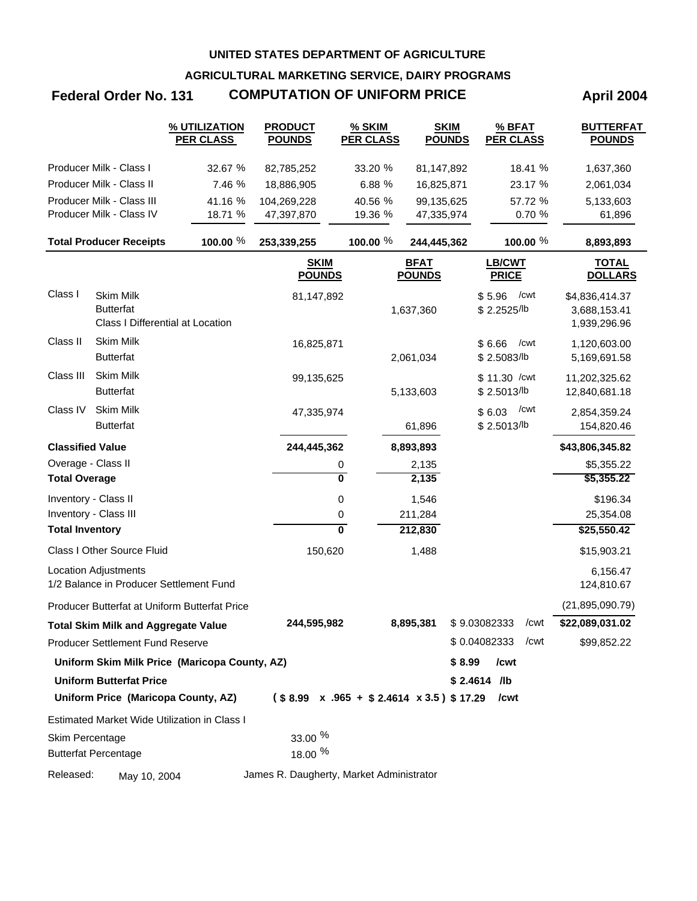**UNITED STATES DEPARTMENT OF AGRICULTURE**

**AGRICULTURAL MARKETING SERVICE, DAIRY PROGRAMS**

## Federal Order No. 131 — COMPUTATION OF UNIFORM PRICE — April 2004

| | % UTILIZATION PER CLASS | PRODUCT POUNDS | % SKIM PER CLASS | SKIM POUNDS | % BFAT PER CLASS | BUTTERFAT POUNDS |
|---|---|---|---|---|---|---|
| Producer Milk - Class I | 32.67 % | 82,785,252 | 33.20 % | 81,147,892 | 18.41 % | 1,637,360 |
| Producer Milk - Class II | 7.46 % | 18,886,905 | 6.88 % | 16,825,871 | 23.17 % | 2,061,034 |
| Producer Milk - Class III | 41.16 % | 104,269,228 | 40.56 % | 99,135,625 | 57.72 % | 5,133,603 |
| Producer Milk - Class IV | 18.71 % | 47,397,870 | 19.36 % | 47,335,974 | 0.70 % | 61,896 |
| **Total Producer Receipts** | **100.00 %** | **253,339,255** | **100.00 %** | **244,445,362** | **100.00 %** | **8,893,893** |

| | | SKIM POUNDS | BFAT POUNDS | LB/CWT PRICE | TOTAL DOLLARS |
|---|---|---|---|---|---|
| Class I | Skim Milk | 81,147,892 | | $ 5.96 /cwt | $4,836,414.37 |
| | Butterfat | | 1,637,360 | $ 2.2525/lb | 3,688,153.41 |
| | Class I Differential at Location | | | | 1,939,296.96 |
| Class II | Skim Milk | 16,825,871 | | $ 6.66 /cwt | 1,120,603.00 |
| | Butterfat | | 2,061,034 | $ 2.5083/lb | 5,169,691.58 |
| Class III | Skim Milk | 99,135,625 | | $ 11.30 /cwt | 11,202,325.62 |
| | Butterfat | | 5,133,603 | $ 2.5013/lb | 12,840,681.18 |
| Class IV | Skim Milk | 47,335,974 | | $ 6.03 /cwt | 2,854,359.24 |
| | Butterfat | | 61,896 | $ 2.5013/lb | 154,820.46 |
| **Classified Value** | | **244,445,362** | **8,893,893** | | **$43,806,345.82** |
| Overage - Class II | | 0 | 2,135 | | $5,355.22 |
| **Total Overage** | | **0** | **2,135** | | **$5,355.22** |
| Inventory - Class II | | 0 | 1,546 | | $196.34 |
| Inventory - Class III | | 0 | 211,284 | | 25,354.08 |
| **Total Inventory** | | **0** | **212,830** | | **$25,550.42** |
| Class I Other Source Fluid | | 150,620 | 1,488 | | $15,903.21 |
| Location Adjustments | | | | | 6,156.47 |
| 1/2 Balance in Producer Settlement Fund | | | | | 124,810.67 |
| Producer Butterfat at Uniform Butterfat Price | | | | | (21,895,090.79) |
| **Total Skim Milk and Aggregate Value** | | **244,595,982** | **8,895,381** | $ 9.03082333 /cwt | **$22,089,031.02** |
| Producer Settlement Fund Reserve | | | | $ 0.04082333 /cwt | $99,852.22 |
| **Uniform Skim Milk Price (Maricopa County, AZ)** | | | | **$ 8.99 /cwt** | |
| **Uniform Butterfat Price** | | | | **$ 2.4614 /lb** | |
| **Uniform Price (Maricopa County, AZ)** | | **( $ 8.99 x .965 + $ 2.4614 x 3.5 )** | | **$ 17.29 /cwt** | |

Estimated Market Wide Utilization in Class I

| | |
|---|---|
| Skim Percentage | 33.00 % |
| Butterfat Percentage | 18.00 % |

Released: May 10, 2004 — James R. Daugherty, Market Administrator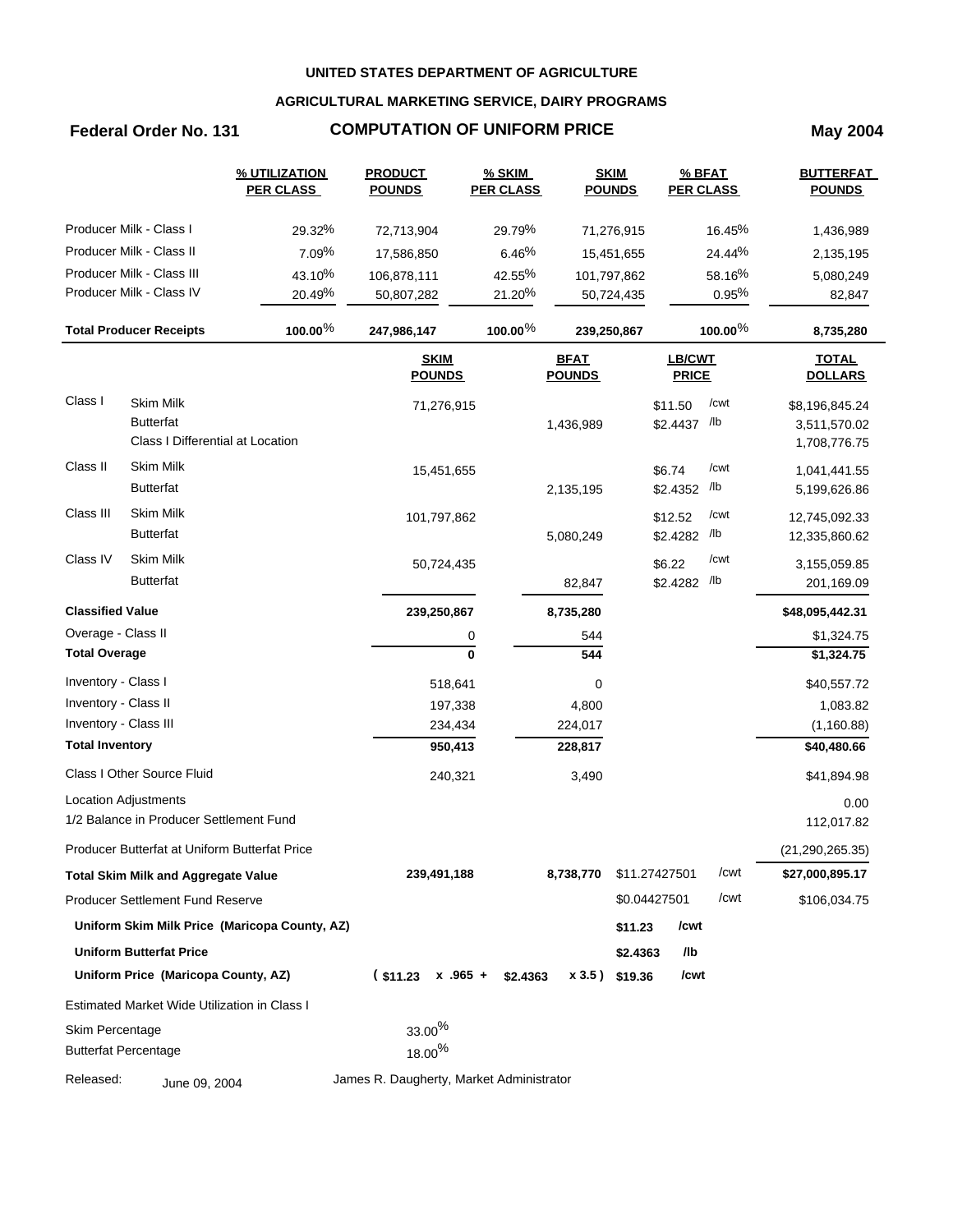**UNITED STATES DEPARTMENT OF AGRICULTURE**

**AGRICULTURAL MARKETING SERVICE, DAIRY PROGRAMS**

**Federal Order No. 131** — **COMPUTATION OF UNIFORM PRICE** — **May 2004**

| | % UTILIZATION PER CLASS | PRODUCT POUNDS | % SKIM PER CLASS | SKIM POUNDS | % BFAT PER CLASS | BUTTERFAT POUNDS |
|---|---|---|---|---|---|---|
| Producer Milk - Class I | 29.32% | 72,713,904 | 29.79% | 71,276,915 | 16.45% | 1,436,989 |
| Producer Milk - Class II | 7.09% | 17,586,850 | 6.46% | 15,451,655 | 24.44% | 2,135,195 |
| Producer Milk - Class III | 43.10% | 106,878,111 | 42.55% | 101,797,862 | 58.16% | 5,080,249 |
| Producer Milk - Class IV | 20.49% | 50,807,282 | 21.20% | 50,724,435 | 0.95% | 82,847 |
| **Total Producer Receipts** | **100.00%** | **247,986,147** | **100.00%** | **239,250,867** | **100.00%** | **8,735,280** |

| | | SKIM POUNDS | BFAT POUNDS | LB/CWT PRICE | | TOTAL DOLLARS |
|---|---|---|---|---|---|---|
| Class I | Skim Milk | 71,276,915 | | $11.50 | /cwt | $8,196,845.24 |
| | Butterfat | | 1,436,989 | $2.4437 | /lb | 3,511,570.02 |
| | Class I Differential at Location | | | | | 1,708,776.75 |
| Class II | Skim Milk | 15,451,655 | | $6.74 | /cwt | 1,041,441.55 |
| | Butterfat | | 2,135,195 | $2.4352 | /lb | 5,199,626.86 |
| Class III | Skim Milk | 101,797,862 | | $12.52 | /cwt | 12,745,092.33 |
| | Butterfat | | 5,080,249 | $2.4282 | /lb | 12,335,860.62 |
| Class IV | Skim Milk | 50,724,435 | | $6.22 | /cwt | 3,155,059.85 |
| | Butterfat | | 82,847 | $2.4282 | /lb | 201,169.09 |
| **Classified Value** | | **239,250,867** | **8,735,280** | | | **$48,095,442.31** |
| Overage - Class II | | 0 | 544 | | | $1,324.75 |
| **Total Overage** | | **0** | **544** | | | **$1,324.75** |
| Inventory - Class I | | 518,641 | 0 | | | $40,557.72 |
| Inventory - Class II | | 197,338 | 4,800 | | | 1,083.82 |
| Inventory - Class III | | 234,434 | 224,017 | | | (1,160.88) |
| **Total Inventory** | | **950,413** | **228,817** | | | **$40,480.66** |
| Class I Other Source Fluid | | 240,321 | 3,490 | | | $41,894.98 |
| Location Adjustments | | | | | | 0.00 |
| 1/2 Balance in Producer Settlement Fund | | | | | | 112,017.82 |
| Producer Butterfat at Uniform Butterfat Price | | | | | | (21,290,265.35) |
| **Total Skim Milk and Aggregate Value** | | **239,491,188** | **8,738,770** | $11.27427501 | /cwt | **$27,000,895.17** |
| Producer Settlement Fund Reserve | | | | $0.04427501 | /cwt | $106,034.75 |
| **Uniform Skim Milk Price (Maricopa County, AZ)** | | | | **$11.23** | **/cwt** | |
| **Uniform Butterfat Price** | | | | **$2.4363** | **/lb** | |
| **Uniform Price (Maricopa County, AZ)** | | **( $11.23 x .965 +** | **$2.4363 x 3.5 )** | **$19.36** | **/cwt** | |

Estimated Market Wide Utilization in Class I

| | |
|---|---|
| Skim Percentage | 33.00% |
| Butterfat Percentage | 18.00% |

Released: June 09, 2004 — James R. Daugherty, Market Administrator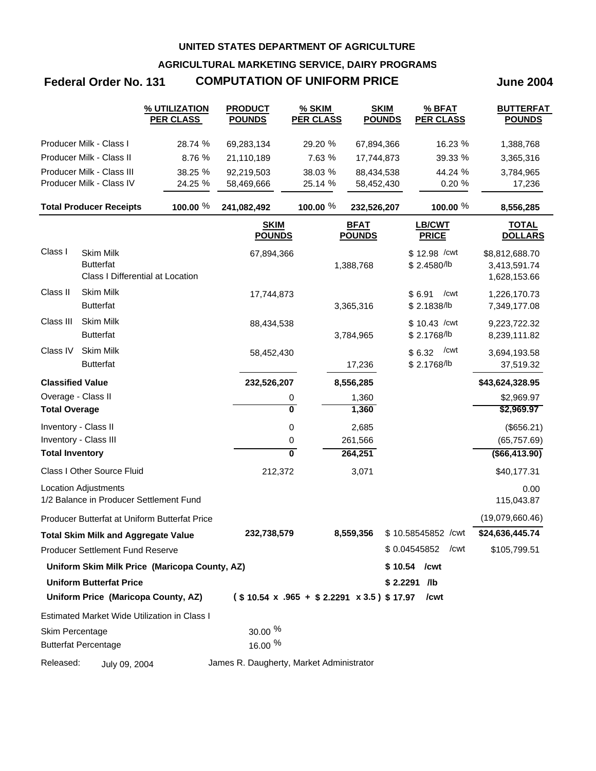UNITED STATES DEPARTMENT OF AGRICULTURE

AGRICULTURAL MARKETING SERVICE, DAIRY PROGRAMS

**Federal Order No. 131** **COMPUTATION OF UNIFORM PRICE** **June 2004**

| | % UTILIZATION PER CLASS | PRODUCT POUNDS | % SKIM PER CLASS | SKIM POUNDS | % BFAT PER CLASS | BUTTERFAT POUNDS |
|---|---|---|---|---|---|---|
| Producer Milk - Class I | 28.74 % | 69,283,134 | 29.20 % | 67,894,366 | 16.23 % | 1,388,768 |
| Producer Milk - Class II | 8.76 % | 21,110,189 | 7.63 % | 17,744,873 | 39.33 % | 3,365,316 |
| Producer Milk - Class III | 38.25 % | 92,219,503 | 38.03 % | 88,434,538 | 44.24 % | 3,784,965 |
| Producer Milk - Class IV | 24.25 % | 58,469,666 | 25.14 % | 58,452,430 | 0.20 % | 17,236 |
| **Total Producer Receipts** | **100.00 %** | **241,082,492** | **100.00 %** | **232,526,207** | **100.00 %** | **8,556,285** |

| | | SKIM POUNDS | BFAT POUNDS | LB/CWT PRICE | TOTAL DOLLARS |
|---|---|---|---|---|---|
| Class I | Skim Milk | 67,894,366 | | $ 12.98 /cwt | $8,812,688.70 |
| | Butterfat | | 1,388,768 | $ 2.4580/lb | 3,413,591.74 |
| | Class I Differential at Location | | | | 1,628,153.66 |
| Class II | Skim Milk | 17,744,873 | | $ 6.91 /cwt | 1,226,170.73 |
| | Butterfat | | 3,365,316 | $ 2.1838/lb | 7,349,177.08 |
| Class III | Skim Milk | 88,434,538 | | $ 10.43 /cwt | 9,223,722.32 |
| | Butterfat | | 3,784,965 | $ 2.1768/lb | 8,239,111.82 |
| Class IV | Skim Milk | 58,452,430 | | $ 6.32 /cwt | 3,694,193.58 |
| | Butterfat | | 17,236 | $ 2.1768/lb | 37,519.32 |
| **Classified Value** | | **232,526,207** | **8,556,285** | | **$43,624,328.95** |
| Overage - Class II | | 0 | 1,360 | | $2,969.97 |
| **Total Overage** | | **0** | **1,360** | | **$2,969.97** |
| Inventory - Class II | | 0 | 2,685 | | ($656.21) |
| Inventory - Class III | | 0 | 261,566 | | (65,757.69) |
| **Total Inventory** | | **0** | **264,251** | | **($66,413.90)** |
| Class I Other Source Fluid | | 212,372 | 3,071 | | $40,177.31 |
| Location Adjustments | | | | | 0.00 |
| 1/2 Balance in Producer Settlement Fund | | | | | 115,043.87 |
| Producer Butterfat at Uniform Butterfat Price | | | | | (19,079,660.46) |
| **Total Skim Milk and Aggregate Value** | | **232,738,579** | **8,559,356** | $ 10.58545852 /cwt | **$24,636,445.74** |
| Producer Settlement Fund Reserve | | | | $ 0.04545852 /cwt | $105,799.51 |

**Uniform Skim Milk Price (Maricopa County, AZ)** **$ 10.54 /cwt**

**Uniform Butterfat Price** **$ 2.2291 /lb**

**Uniform Price (Maricopa County, AZ)** **( $ 10.54 x .965 + $ 2.2291 x 3.5 ) $ 17.97 /cwt**

Estimated Market Wide Utilization in Class I

Skim Percentage 30.00 %

Butterfat Percentage 16.00 %

Released: July 09, 2004 James R. Daugherty, Market Administrator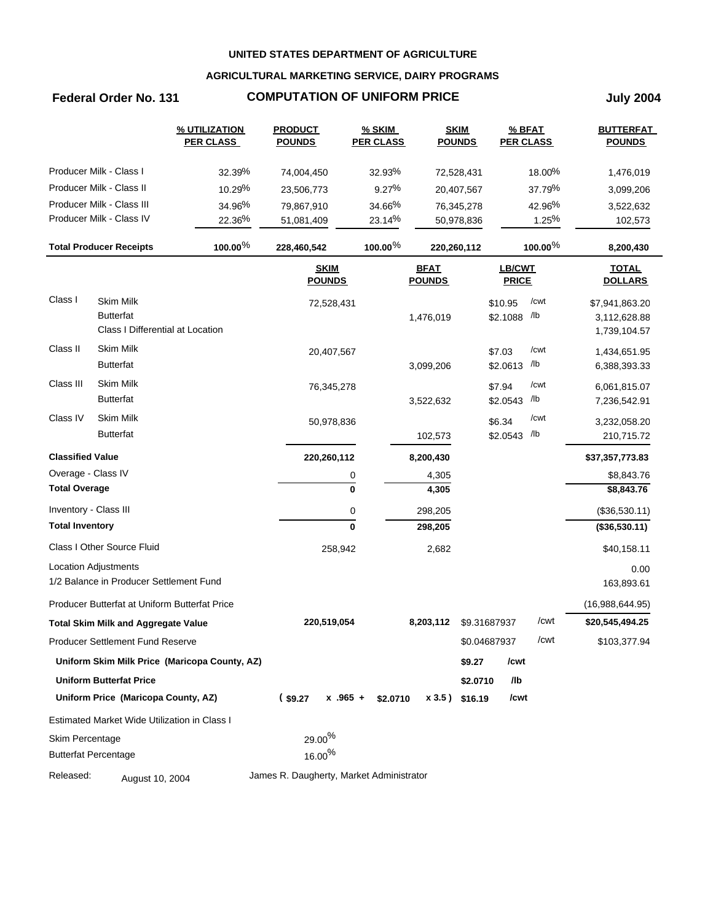**UNITED STATES DEPARTMENT OF AGRICULTURE**

**AGRICULTURAL MARKETING SERVICE, DAIRY PROGRAMS**

**Federal Order No. 131** **COMPUTATION OF UNIFORM PRICE** **July 2004**

| | % UTILIZATION PER CLASS | PRODUCT POUNDS | % SKIM PER CLASS | SKIM POUNDS | % BFAT PER CLASS | BUTTERFAT POUNDS |
|---|---|---|---|---|---|---|
| Producer Milk - Class I | 32.39% | 74,004,450 | 32.93% | 72,528,431 | 18.00% | 1,476,019 |
| Producer Milk - Class II | 10.29% | 23,506,773 | 9.27% | 20,407,567 | 37.79% | 3,099,206 |
| Producer Milk - Class III | 34.96% | 79,867,910 | 34.66% | 76,345,278 | 42.96% | 3,522,632 |
| Producer Milk - Class IV | 22.36% | 51,081,409 | 23.14% | 50,978,836 | 1.25% | 102,573 |
| **Total Producer Receipts** | **100.00%** | **228,460,542** | **100.00%** | **220,260,112** | **100.00%** | **8,200,430** |

| | | SKIM POUNDS | BFAT POUNDS | LB/CWT PRICE | | TOTAL DOLLARS |
|---|---|---|---|---|---|---|
| Class I | Skim Milk | 72,528,431 | | $10.95 | /cwt | $7,941,863.20 |
| | Butterfat | | 1,476,019 | $2.1088 | /lb | 3,112,628.88 |
| | Class I Differential at Location | | | | | 1,739,104.57 |
| Class II | Skim Milk | 20,407,567 | | $7.03 | /cwt | 1,434,651.95 |
| | Butterfat | | 3,099,206 | $2.0613 | /lb | 6,388,393.33 |
| Class III | Skim Milk | 76,345,278 | | $7.94 | /cwt | 6,061,815.07 |
| | Butterfat | | 3,522,632 | $2.0543 | /lb | 7,236,542.91 |
| Class IV | Skim Milk | 50,978,836 | | $6.34 | /cwt | 3,232,058.20 |
| | Butterfat | | 102,573 | $2.0543 | /lb | 210,715.72 |
| **Classified Value** | | **220,260,112** | **8,200,430** | | | **$37,357,773.83** |
| Overage - Class IV | | 0 | 4,305 | | | $8,843.76 |
| **Total Overage** | | **0** | **4,305** | | | **$8,843.76** |
| Inventory - Class III | | 0 | 298,205 | | | ($36,530.11) |
| **Total Inventory** | | **0** | **298,205** | | | **($36,530.11)** |
| Class I Other Source Fluid | | 258,942 | 2,682 | | | $40,158.11 |
| Location Adjustments | | | | | | 0.00 |
| 1/2 Balance in Producer Settlement Fund | | | | | | 163,893.61 |
| Producer Butterfat at Uniform Butterfat Price | | | | | | (16,988,644.95) |
| **Total Skim Milk and Aggregate Value** | | **220,519,054** | **8,203,112** | $9.31687937 | /cwt | **$20,545,494.25** |
| Producer Settlement Fund Reserve | | | | $0.04687937 | /cwt | $103,377.94 |
| **Uniform Skim Milk Price (Maricopa County, AZ)** | | | | **$9.27** | **/cwt** | |
| **Uniform Butterfat Price** | | | | **$2.0710** | **/lb** | |
| **Uniform Price (Maricopa County, AZ)** | | **( $9.27 x .965 +** | **$2.0710 x 3.5 )** | **$16.19** | **/cwt** | |

Estimated Market Wide Utilization in Class I

| | |
|---|---|
| Skim Percentage | 29.00% |
| Butterfat Percentage | 16.00% |

Released: August 10, 2004 James R. Daugherty, Market Administrator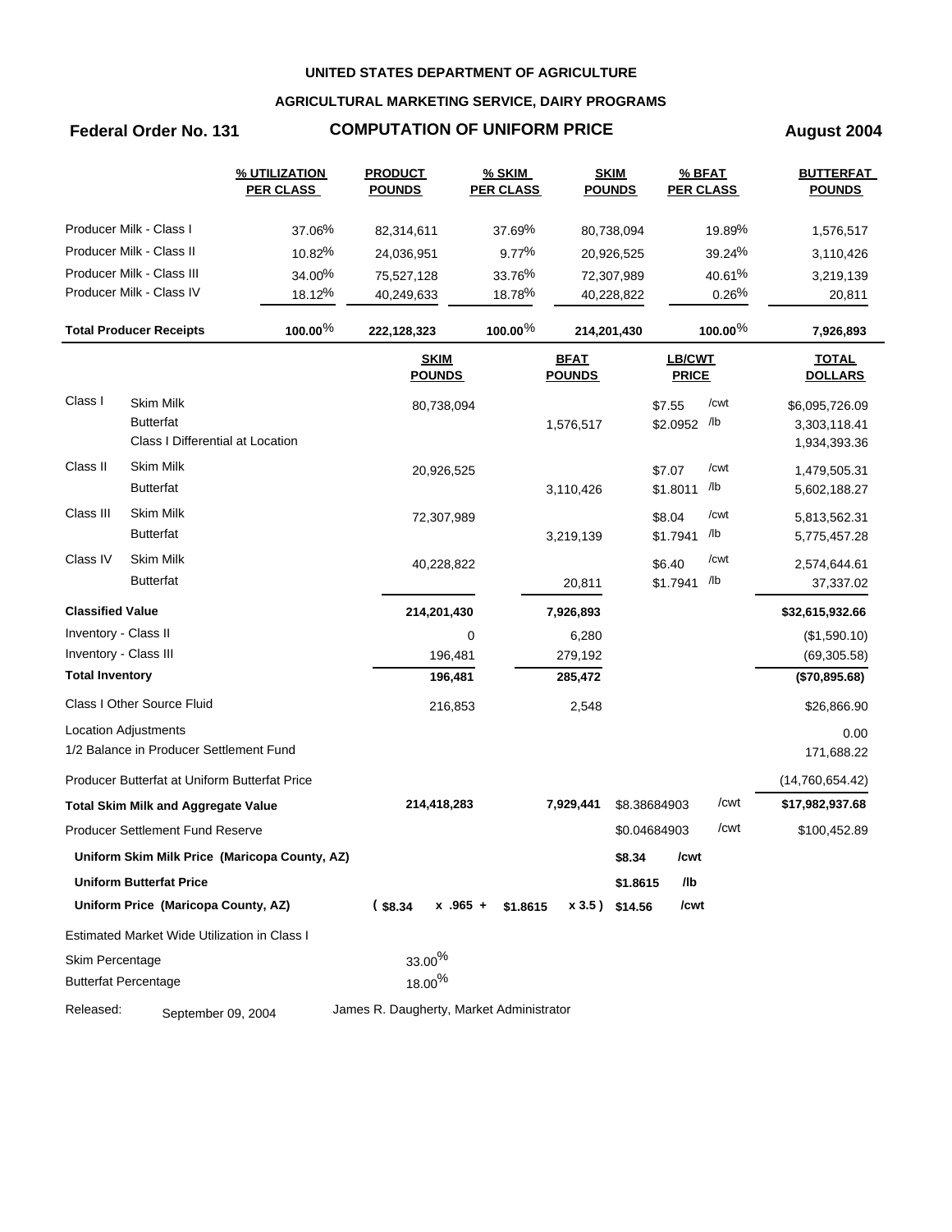**UNITED STATES DEPARTMENT OF AGRICULTURE**

**AGRICULTURAL MARKETING SERVICE, DAIRY PROGRAMS**

**Federal Order No. 131** | **COMPUTATION OF UNIFORM PRICE** | **August 2004**

| | % UTILIZATION PER CLASS | PRODUCT POUNDS | % SKIM PER CLASS | SKIM POUNDS | % BFAT PER CLASS | BUTTERFAT POUNDS |
|---|---|---|---|---|---|---|
| Producer Milk - Class I | 37.06% | 82,314,611 | 37.69% | 80,738,094 | 19.89% | 1,576,517 |
| Producer Milk - Class II | 10.82% | 24,036,951 | 9.77% | 20,926,525 | 39.24% | 3,110,426 |
| Producer Milk - Class III | 34.00% | 75,527,128 | 33.76% | 72,307,989 | 40.61% | 3,219,139 |
| Producer Milk - Class IV | 18.12% | 40,249,633 | 18.78% | 40,228,822 | 0.26% | 20,811 |
| **Total Producer Receipts** | **100.00%** | **222,128,323** | **100.00%** | **214,201,430** | **100.00%** | **7,926,893** |

| | | SKIM POUNDS | BFAT POUNDS | LB/CWT PRICE | | TOTAL DOLLARS |
|---|---|---|---|---|---|---|
| Class I | Skim Milk | 80,738,094 | | $7.55 | /cwt | $6,095,726.09 |
| | Butterfat | | 1,576,517 | $2.0952 | /lb | 3,303,118.41 |
| | Class I Differential at Location | | | | | 1,934,393.36 |
| Class II | Skim Milk | 20,926,525 | | $7.07 | /cwt | 1,479,505.31 |
| | Butterfat | | 3,110,426 | $1.8011 | /lb | 5,602,188.27 |
| Class III | Skim Milk | 72,307,989 | | $8.04 | /cwt | 5,813,562.31 |
| | Butterfat | | 3,219,139 | $1.7941 | /lb | 5,775,457.28 |
| Class IV | Skim Milk | 40,228,822 | | $6.40 | /cwt | 2,574,644.61 |
| | Butterfat | | 20,811 | $1.7941 | /lb | 37,337.02 |
| **Classified Value** | | **214,201,430** | **7,926,893** | | | **$32,615,932.66** |
| Inventory - Class II | | 0 | 6,280 | | | ($1,590.10) |
| Inventory - Class III | | 196,481 | 279,192 | | | (69,305.58) |
| **Total Inventory** | | **196,481** | **285,472** | | | **($70,895.68)** |
| Class I Other Source Fluid | | 216,853 | 2,548 | | | $26,866.90 |
| Location Adjustments | | | | | | 0.00 |
| 1/2 Balance in Producer Settlement Fund | | | | | | 171,688.22 |
| Producer Butterfat at Uniform Butterfat Price | | | | | | (14,760,654.42) |
| **Total Skim Milk and Aggregate Value** | | **214,418,283** | **7,929,441** | $8.38684903 | /cwt | **$17,982,937.68** |
| Producer Settlement Fund Reserve | | | | $0.04684903 | /cwt | $100,452.89 |
| **Uniform Skim Milk Price (Maricopa County, AZ)** | | | | **$8.34** | **/cwt** | |
| **Uniform Butterfat Price** | | | | **$1.8615** | **/lb** | |
| **Uniform Price (Maricopa County, AZ)** | | **( $8.34 x .965 +** | **$1.8615 x 3.5 )** | **$14.56** | **/cwt** | |

Estimated Market Wide Utilization in Class I

| | |
|---|---|
| Skim Percentage | 33.00% |
| Butterfat Percentage | 18.00% |

Released: September 09, 2004 — James R. Daugherty, Market Administrator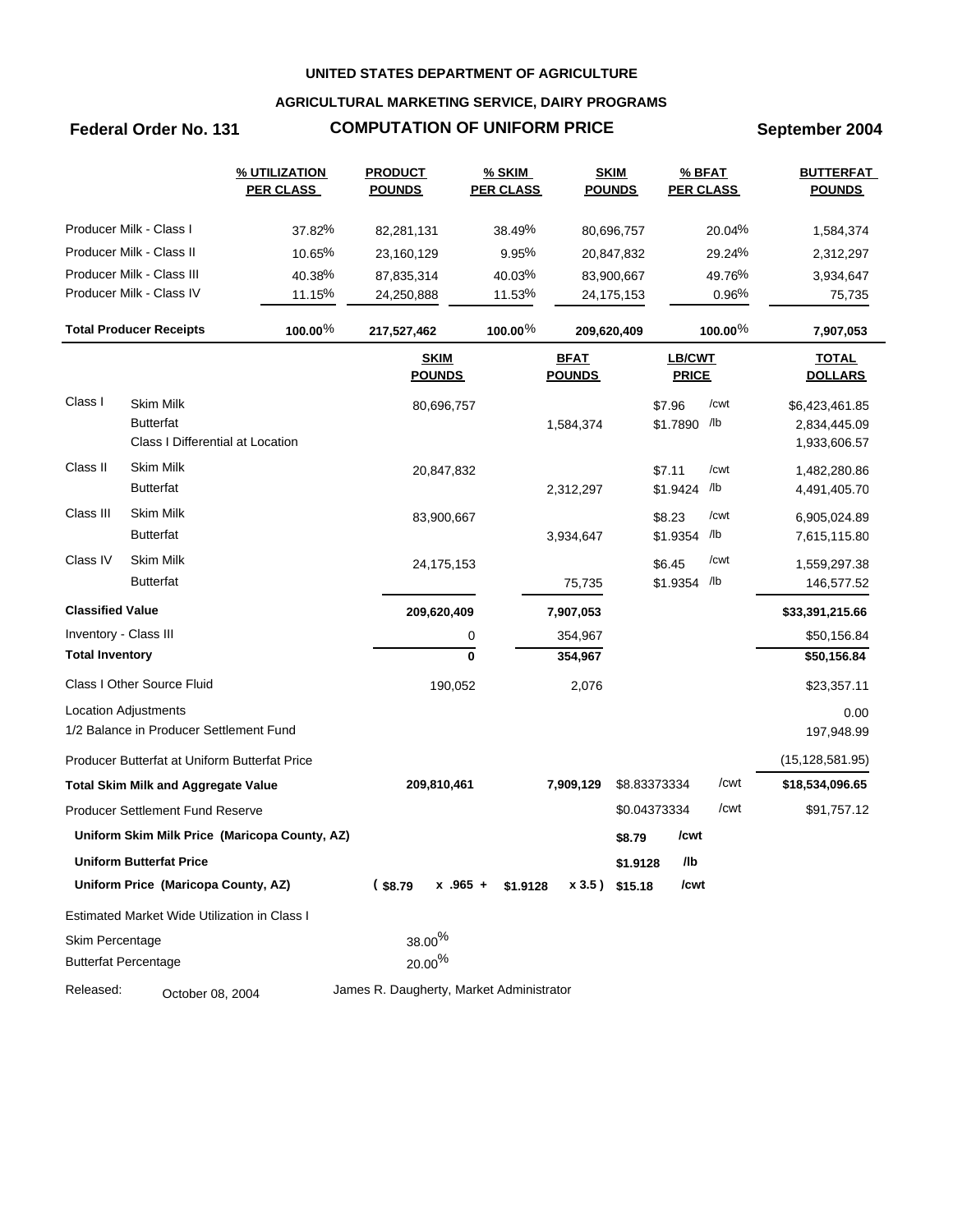UNITED STATES DEPARTMENT OF AGRICULTURE

AGRICULTURAL MARKETING SERVICE, DAIRY PROGRAMS

**Federal Order No. 131** — **COMPUTATION OF UNIFORM PRICE** — **September 2004**

| | % UTILIZATION PER CLASS | PRODUCT POUNDS | % SKIM PER CLASS | SKIM POUNDS | % BFAT PER CLASS | BUTTERFAT POUNDS |
|---|---|---|---|---|---|---|
| Producer Milk - Class I | 37.82% | 82,281,131 | 38.49% | 80,696,757 | 20.04% | 1,584,374 |
| Producer Milk - Class II | 10.65% | 23,160,129 | 9.95% | 20,847,832 | 29.24% | 2,312,297 |
| Producer Milk - Class III | 40.38% | 87,835,314 | 40.03% | 83,900,667 | 49.76% | 3,934,647 |
| Producer Milk - Class IV | 11.15% | 24,250,888 | 11.53% | 24,175,153 | 0.96% | 75,735 |
| **Total Producer Receipts** | **100.00%** | **217,527,462** | **100.00%** | **209,620,409** | **100.00%** | **7,907,053** |

| | | SKIM POUNDS | BFAT POUNDS | LB/CWT PRICE | TOTAL DOLLARS |
|---|---|---|---|---|---|
| Class I | Skim Milk | 80,696,757 | | $7.96 /cwt | $6,423,461.85 |
| | Butterfat | | 1,584,374 | $1.7890 /lb | 2,834,445.09 |
| | Class I Differential at Location | | | | 1,933,606.57 |
| Class II | Skim Milk | 20,847,832 | | $7.11 /cwt | 1,482,280.86 |
| | Butterfat | | 2,312,297 | $1.9424 /lb | 4,491,405.70 |
| Class III | Skim Milk | 83,900,667 | | $8.23 /cwt | 6,905,024.89 |
| | Butterfat | | 3,934,647 | $1.9354 /lb | 7,615,115.80 |
| Class IV | Skim Milk | 24,175,153 | | $6.45 /cwt | 1,559,297.38 |
| | Butterfat | | 75,735 | $1.9354 /lb | 146,577.52 |
| **Classified Value** | | **209,620,409** | **7,907,053** | | **$33,391,215.66** |
| Inventory - Class III | | 0 | 354,967 | | $50,156.84 |
| **Total Inventory** | | **0** | **354,967** | | **$50,156.84** |
| Class I Other Source Fluid | | 190,052 | 2,076 | | $23,357.11 |
| Location Adjustments | | | | | 0.00 |
| 1/2 Balance in Producer Settlement Fund | | | | | 197,948.99 |
| Producer Butterfat at Uniform Butterfat Price | | | | | (15,128,581.95) |
| **Total Skim Milk and Aggregate Value** | | **209,810,461** | **7,909,129** | $8.83373334 /cwt | **$18,534,096.65** |
| Producer Settlement Fund Reserve | | | | $0.04373334 /cwt | $91,757.12 |
| **Uniform Skim Milk Price (Maricopa County, AZ)** | | | | **$8.79 /cwt** | |
| **Uniform Butterfat Price** | | | | **$1.9128 /lb** | |
| **Uniform Price (Maricopa County, AZ)** | | **( $8.79 x .965 +** | **$1.9128 x 3.5 )** | **$15.18 /cwt** | |

Estimated Market Wide Utilization in Class I

| | |
|---|---|
| Skim Percentage | 38.00% |
| Butterfat Percentage | 20.00% |

Released: October 08, 2004 — James R. Daugherty, Market Administrator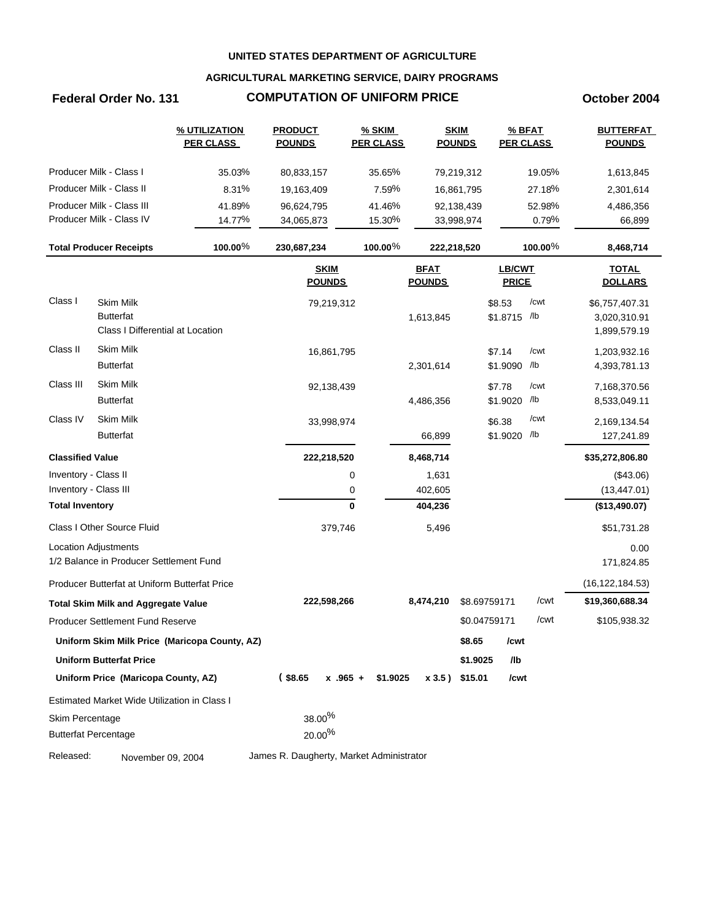**UNITED STATES DEPARTMENT OF AGRICULTURE**

**AGRICULTURAL MARKETING SERVICE, DAIRY PROGRAMS**

**Federal Order No. 131** — **COMPUTATION OF UNIFORM PRICE** — **October 2004**

| | % UTILIZATION PER CLASS | PRODUCT POUNDS | % SKIM PER CLASS | SKIM POUNDS | % BFAT PER CLASS | BUTTERFAT POUNDS |
|---|---|---|---|---|---|---|
| Producer Milk - Class I | 35.03% | 80,833,157 | 35.65% | 79,219,312 | 19.05% | 1,613,845 |
| Producer Milk - Class II | 8.31% | 19,163,409 | 7.59% | 16,861,795 | 27.18% | 2,301,614 |
| Producer Milk - Class III | 41.89% | 96,624,795 | 41.46% | 92,138,439 | 52.98% | 4,486,356 |
| Producer Milk - Class IV | 14.77% | 34,065,873 | 15.30% | 33,998,974 | 0.79% | 66,899 |
| **Total Producer Receipts** | **100.00%** | **230,687,234** | **100.00%** | **222,218,520** | **100.00%** | **8,468,714** |

| | | SKIM POUNDS | BFAT POUNDS | LB/CWT PRICE | | TOTAL DOLLARS |
|---|---|---|---|---|---|---|
| Class I | Skim Milk | 79,219,312 | | $8.53 | /cwt | $6,757,407.31 |
| | Butterfat | | 1,613,845 | $1.8715 | /lb | 3,020,310.91 |
| | Class I Differential at Location | | | | | 1,899,579.19 |
| Class II | Skim Milk | 16,861,795 | | $7.14 | /cwt | 1,203,932.16 |
| | Butterfat | | 2,301,614 | $1.9090 | /lb | 4,393,781.13 |
| Class III | Skim Milk | 92,138,439 | | $7.78 | /cwt | 7,168,370.56 |
| | Butterfat | | 4,486,356 | $1.9020 | /lb | 8,533,049.11 |
| Class IV | Skim Milk | 33,998,974 | | $6.38 | /cwt | 2,169,134.54 |
| | Butterfat | | 66,899 | $1.9020 | /lb | 127,241.89 |
| **Classified Value** | | **222,218,520** | **8,468,714** | | | **$35,272,806.80** |
| Inventory - Class II | | 0 | 1,631 | | | ($43.06) |
| Inventory - Class III | | 0 | 402,605 | | | (13,447.01) |
| **Total Inventory** | | **0** | **404,236** | | | **($13,490.07)** |
| Class I Other Source Fluid | | 379,746 | 5,496 | | | $51,731.28 |
| Location Adjustments | | | | | | 0.00 |
| 1/2 Balance in Producer Settlement Fund | | | | | | 171,824.85 |
| Producer Butterfat at Uniform Butterfat Price | | | | | | (16,122,184.53) |
| **Total Skim Milk and Aggregate Value** | | **222,598,266** | **8,474,210** | $8.69759171 | /cwt | **$19,360,688.34** |
| Producer Settlement Fund Reserve | | | | $0.04759171 | /cwt | $105,938.32 |
| **Uniform Skim Milk Price (Maricopa County, AZ)** | | | | **$8.65** | **/cwt** | |
| **Uniform Butterfat Price** | | | | **$1.9025** | **/lb** | |
| **Uniform Price (Maricopa County, AZ)** | | **( $8.65 x .965 +** | **$1.9025 x 3.5 )** | **$15.01** | **/cwt** | |

Estimated Market Wide Utilization in Class I

| | |
|---|---|
| Skim Percentage | 38.00% |
| Butterfat Percentage | 20.00% |

Released: November 09, 2004 — James R. Daugherty, Market Administrator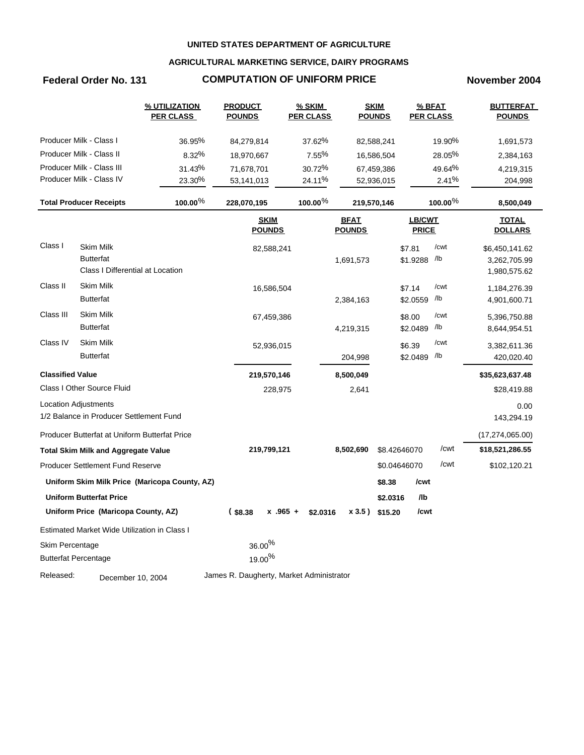**UNITED STATES DEPARTMENT OF AGRICULTURE**

**AGRICULTURAL MARKETING SERVICE, DAIRY PROGRAMS**

## Federal Order No. 131 — COMPUTATION OF UNIFORM PRICE — November 2004

| | % UTILIZATION PER CLASS | PRODUCT POUNDS | % SKIM PER CLASS | SKIM POUNDS | % BFAT PER CLASS | BUTTERFAT POUNDS |
|---|---|---|---|---|---|---|
| Producer Milk - Class I | 36.95% | 84,279,814 | 37.62% | 82,588,241 | 19.90% | 1,691,573 |
| Producer Milk - Class II | 8.32% | 18,970,667 | 7.55% | 16,586,504 | 28.05% | 2,384,163 |
| Producer Milk - Class III | 31.43% | 71,678,701 | 30.72% | 67,459,386 | 49.64% | 4,219,315 |
| Producer Milk - Class IV | 23.30% | 53,141,013 | 24.11% | 52,936,015 | 2.41% | 204,998 |
| **Total Producer Receipts** | **100.00%** | **228,070,195** | **100.00%** | **219,570,146** | **100.00%** | **8,500,049** |

| | | SKIM POUNDS | BFAT POUNDS | LB/CWT PRICE | TOTAL DOLLARS |
|---|---|---|---|---|---|
| Class I | Skim Milk | 82,588,241 | | $7.81 /cwt | $6,450,141.62 |
| | Butterfat | | 1,691,573 | $1.9288 /lb | 3,262,705.99 |
| | Class I Differential at Location | | | | 1,980,575.62 |
| Class II | Skim Milk | 16,586,504 | | $7.14 /cwt | 1,184,276.39 |
| | Butterfat | | 2,384,163 | $2.0559 /lb | 4,901,600.71 |
| Class III | Skim Milk | 67,459,386 | | $8.00 /cwt | 5,396,750.88 |
| | Butterfat | | 4,219,315 | $2.0489 /lb | 8,644,954.51 |
| Class IV | Skim Milk | 52,936,015 | | $6.39 /cwt | 3,382,611.36 |
| | Butterfat | | 204,998 | $2.0489 /lb | 420,020.40 |
| **Classified Value** | | **219,570,146** | **8,500,049** | | **$35,623,637.48** |
| Class I Other Source Fluid | | 228,975 | 2,641 | | $28,419.88 |
| Location Adjustments | | | | | 0.00 |
| 1/2 Balance in Producer Settlement Fund | | | | | 143,294.19 |
| Producer Butterfat at Uniform Butterfat Price | | | | | (17,274,065.00) |
| **Total Skim Milk and Aggregate Value** | | **219,799,121** | **8,502,690** | $8.42646070 /cwt | **$18,521,286.55** |
| Producer Settlement Fund Reserve | | | | $0.04646070 /cwt | $102,120.21 |
| **Uniform Skim Milk Price (Maricopa County, AZ)** | | | | **$8.38 /cwt** | |
| **Uniform Butterfat Price** | | | | **$2.0316 /lb** | |
| **Uniform Price (Maricopa County, AZ)** | | **( $8.38 x .965 +** | **$2.0316 x 3.5 )** | **$15.20 /cwt** | |

Estimated Market Wide Utilization in Class I

| | |
|---|---|
| Skim Percentage | 36.00% |
| Butterfat Percentage | 19.00% |

Released: December 10, 2004 — James R. Daugherty, Market Administrator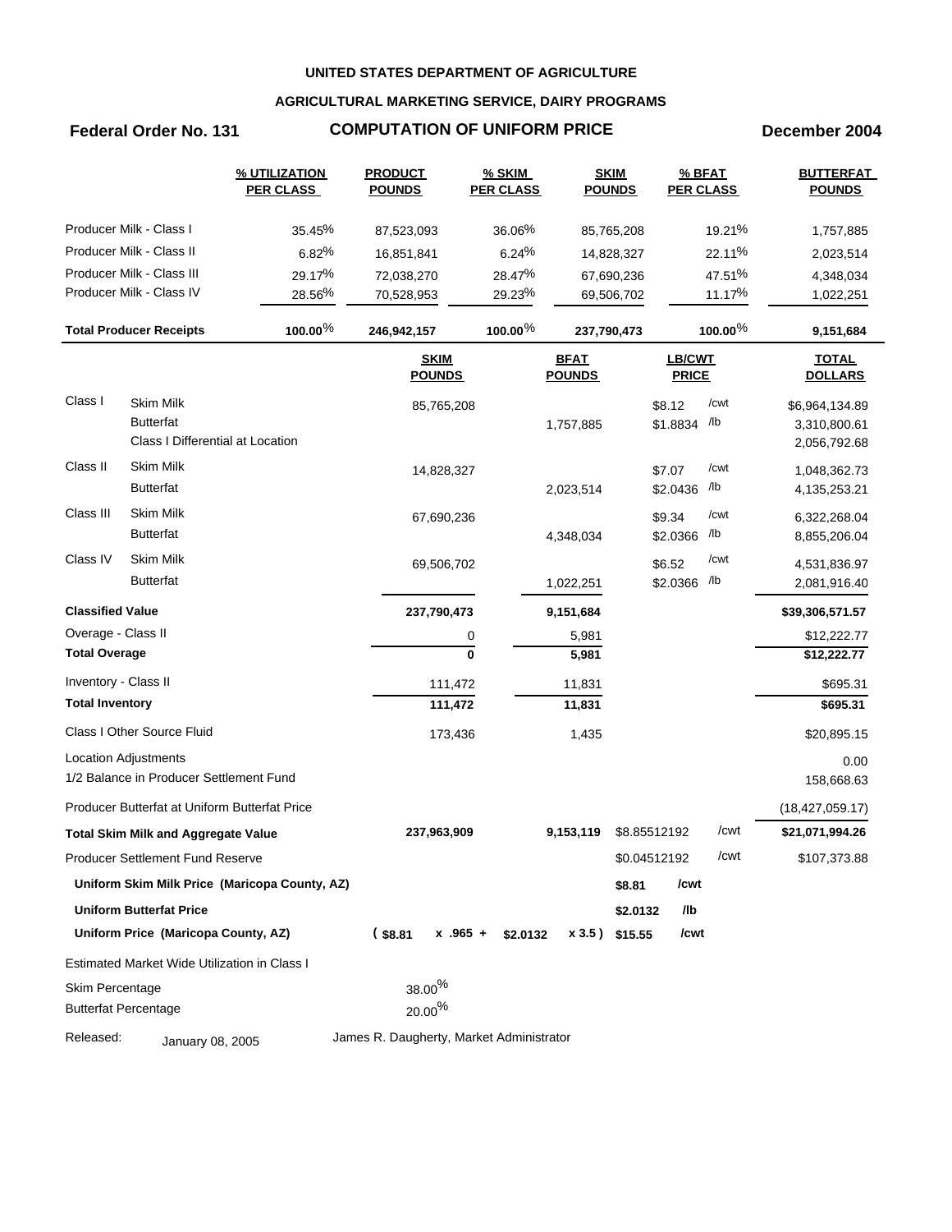UNITED STATES DEPARTMENT OF AGRICULTURE

AGRICULTURAL MARKETING SERVICE, DAIRY PROGRAMS

**Federal Order No. 131** — **COMPUTATION OF UNIFORM PRICE** — **December 2004**

| | % UTILIZATION PER CLASS | PRODUCT POUNDS | % SKIM PER CLASS | SKIM POUNDS | % BFAT PER CLASS | BUTTERFAT POUNDS |
|---|---|---|---|---|---|---|
| Producer Milk - Class I | 35.45% | 87,523,093 | 36.06% | 85,765,208 | 19.21% | 1,757,885 |
| Producer Milk - Class II | 6.82% | 16,851,841 | 6.24% | 14,828,327 | 22.11% | 2,023,514 |
| Producer Milk - Class III | 29.17% | 72,038,270 | 28.47% | 67,690,236 | 47.51% | 4,348,034 |
| Producer Milk - Class IV | 28.56% | 70,528,953 | 29.23% | 69,506,702 | 11.17% | 1,022,251 |
| **Total Producer Receipts** | **100.00%** | **246,942,157** | **100.00%** | **237,790,473** | **100.00%** | **9,151,684** |

| | | SKIM POUNDS | BFAT POUNDS | LB/CWT PRICE | | TOTAL DOLLARS |
|---|---|---|---|---|---|---|
| Class I | Skim Milk | 85,765,208 | | $8.12 | /cwt | $6,964,134.89 |
| | Butterfat | | 1,757,885 | $1.8834 | /lb | 3,310,800.61 |
| | Class I Differential at Location | | | | | 2,056,792.68 |
| Class II | Skim Milk | 14,828,327 | | $7.07 | /cwt | 1,048,362.73 |
| | Butterfat | | 2,023,514 | $2.0436 | /lb | 4,135,253.21 |
| Class III | Skim Milk | 67,690,236 | | $9.34 | /cwt | 6,322,268.04 |
| | Butterfat | | 4,348,034 | $2.0366 | /lb | 8,855,206.04 |
| Class IV | Skim Milk | 69,506,702 | | $6.52 | /cwt | 4,531,836.97 |
| | Butterfat | | 1,022,251 | $2.0366 | /lb | 2,081,916.40 |
| **Classified Value** | | **237,790,473** | **9,151,684** | | | **$39,306,571.57** |
| Overage - Class II | | 0 | 5,981 | | | $12,222.77 |
| **Total Overage** | | **0** | **5,981** | | | **$12,222.77** |
| Inventory - Class II | | 111,472 | 11,831 | | | $695.31 |
| **Total Inventory** | | **111,472** | **11,831** | | | **$695.31** |
| Class I Other Source Fluid | | 173,436 | 1,435 | | | $20,895.15 |
| Location Adjustments | | | | | | 0.00 |
| 1/2 Balance in Producer Settlement Fund | | | | | | 158,668.63 |
| Producer Butterfat at Uniform Butterfat Price | | | | | | (18,427,059.17) |
| **Total Skim Milk and Aggregate Value** | | **237,963,909** | **9,153,119** | $8.85512192 | /cwt | **$21,071,994.26** |
| Producer Settlement Fund Reserve | | | | $0.04512192 | /cwt | $107,373.88 |
| **Uniform Skim Milk Price (Maricopa County, AZ)** | | | | **$8.81** | **/cwt** | |
| **Uniform Butterfat Price** | | | | **$2.0132** | **/lb** | |
| **Uniform Price (Maricopa County, AZ)** | | **( $8.81 x .965 +** | **$2.0132 x 3.5 )** | **$15.55** | **/cwt** | |

Estimated Market Wide Utilization in Class I

| | |
|---|---|
| Skim Percentage | 38.00% |
| Butterfat Percentage | 20.00% |

Released: January 08, 2005 — James R. Daugherty, Market Administrator